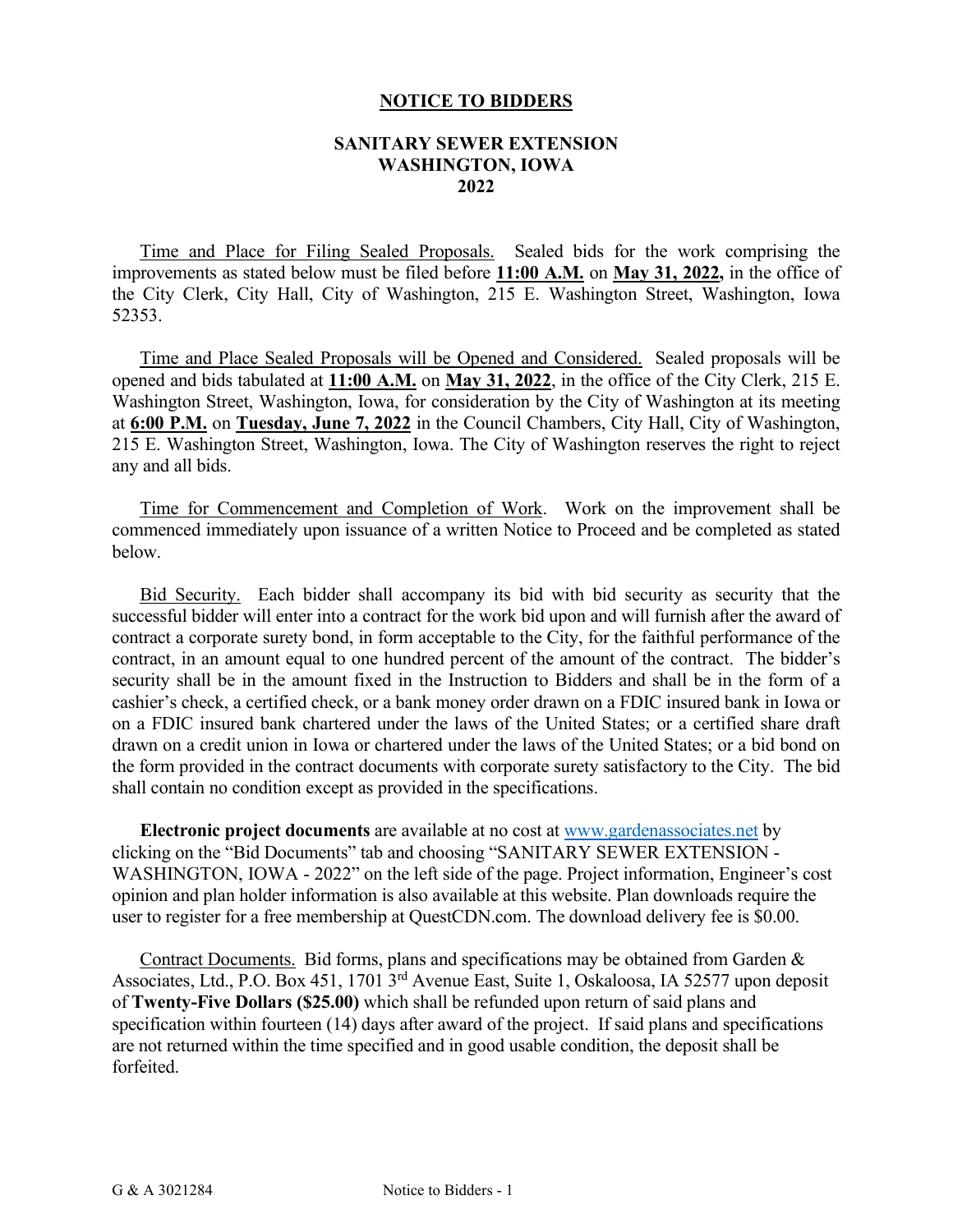# NOTICE TO BIDDERS

## SANITARY SEWER EXTENSION
## WASHINGTON, IOWA
## 2022

Time and Place for Filing Sealed Proposals. Sealed bids for the work comprising the improvements as stated below must be filed before **11:00 A.M.** on **May 31, 2022,** in the office of the City Clerk, City Hall, City of Washington, 215 E. Washington Street, Washington, Iowa 52353.

Time and Place Sealed Proposals will be Opened and Considered. Sealed proposals will be opened and bids tabulated at **11:00 A.M.** on **May 31, 2022**, in the office of the City Clerk, 215 E. Washington Street, Washington, Iowa, for consideration by the City of Washington at its meeting at **6:00 P.M.** on **Tuesday, June 7, 2022** in the Council Chambers, City Hall, City of Washington, 215 E. Washington Street, Washington, Iowa. The City of Washington reserves the right to reject any and all bids.

Time for Commencement and Completion of Work. Work on the improvement shall be commenced immediately upon issuance of a written Notice to Proceed and be completed as stated below.

Bid Security. Each bidder shall accompany its bid with bid security as security that the successful bidder will enter into a contract for the work bid upon and will furnish after the award of contract a corporate surety bond, in form acceptable to the City, for the faithful performance of the contract, in an amount equal to one hundred percent of the amount of the contract. The bidder's security shall be in the amount fixed in the Instruction to Bidders and shall be in the form of a cashier's check, a certified check, or a bank money order drawn on a FDIC insured bank in Iowa or on a FDIC insured bank chartered under the laws of the United States; or a certified share draft drawn on a credit union in Iowa or chartered under the laws of the United States; or a bid bond on the form provided in the contract documents with corporate surety satisfactory to the City. The bid shall contain no condition except as provided in the specifications.

**Electronic project documents** are available at no cost at www.gardenassociates.net by clicking on the "Bid Documents" tab and choosing "SANITARY SEWER EXTENSION - WASHINGTON, IOWA - 2022" on the left side of the page. Project information, Engineer's cost opinion and plan holder information is also available at this website. Plan downloads require the user to register for a free membership at QuestCDN.com. The download delivery fee is $0.00.

Contract Documents. Bid forms, plans and specifications may be obtained from Garden & Associates, Ltd., P.O. Box 451, 1701 3rd Avenue East, Suite 1, Oskaloosa, IA 52577 upon deposit of **Twenty-Five Dollars ($25.00)** which shall be refunded upon return of said plans and specification within fourteen (14) days after award of the project. If said plans and specifications are not returned within the time specified and in good usable condition, the deposit shall be forfeited.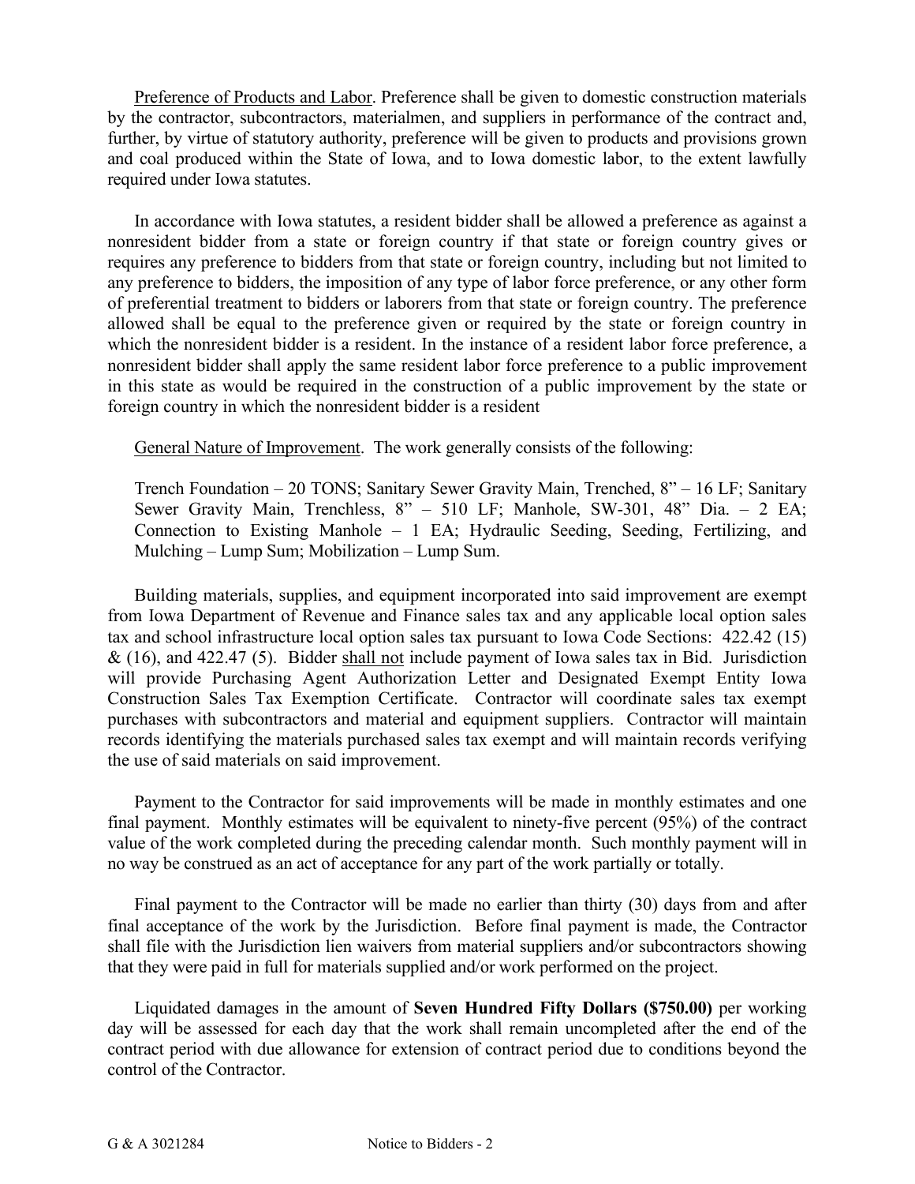Preference of Products and Labor. Preference shall be given to domestic construction materials by the contractor, subcontractors, materialmen, and suppliers in performance of the contract and, further, by virtue of statutory authority, preference will be given to products and provisions grown and coal produced within the State of Iowa, and to Iowa domestic labor, to the extent lawfully required under Iowa statutes.

In accordance with Iowa statutes, a resident bidder shall be allowed a preference as against a nonresident bidder from a state or foreign country if that state or foreign country gives or requires any preference to bidders from that state or foreign country, including but not limited to any preference to bidders, the imposition of any type of labor force preference, or any other form of preferential treatment to bidders or laborers from that state or foreign country. The preference allowed shall be equal to the preference given or required by the state or foreign country in which the nonresident bidder is a resident. In the instance of a resident labor force preference, a nonresident bidder shall apply the same resident labor force preference to a public improvement in this state as would be required in the construction of a public improvement by the state or foreign country in which the nonresident bidder is a resident

General Nature of Improvement. The work generally consists of the following:

> Trench Foundation – 20 TONS; Sanitary Sewer Gravity Main, Trenched, 8" – 16 LF; Sanitary Sewer Gravity Main, Trenchless, 8" – 510 LF; Manhole, SW-301, 48" Dia. – 2 EA; Connection to Existing Manhole – 1 EA; Hydraulic Seeding, Seeding, Fertilizing, and Mulching – Lump Sum; Mobilization – Lump Sum.

Building materials, supplies, and equipment incorporated into said improvement are exempt from Iowa Department of Revenue and Finance sales tax and any applicable local option sales tax and school infrastructure local option sales tax pursuant to Iowa Code Sections: 422.42 (15) & (16), and 422.47 (5). Bidder shall not include payment of Iowa sales tax in Bid. Jurisdiction will provide Purchasing Agent Authorization Letter and Designated Exempt Entity Iowa Construction Sales Tax Exemption Certificate. Contractor will coordinate sales tax exempt purchases with subcontractors and material and equipment suppliers. Contractor will maintain records identifying the materials purchased sales tax exempt and will maintain records verifying the use of said materials on said improvement.

Payment to the Contractor for said improvements will be made in monthly estimates and one final payment. Monthly estimates will be equivalent to ninety-five percent (95%) of the contract value of the work completed during the preceding calendar month. Such monthly payment will in no way be construed as an act of acceptance for any part of the work partially or totally.

Final payment to the Contractor will be made no earlier than thirty (30) days from and after final acceptance of the work by the Jurisdiction. Before final payment is made, the Contractor shall file with the Jurisdiction lien waivers from material suppliers and/or subcontractors showing that they were paid in full for materials supplied and/or work performed on the project.

Liquidated damages in the amount of **Seven Hundred Fifty Dollars ($750.00)** per working day will be assessed for each day that the work shall remain uncompleted after the end of the contract period with due allowance for extension of contract period due to conditions beyond the control of the Contractor.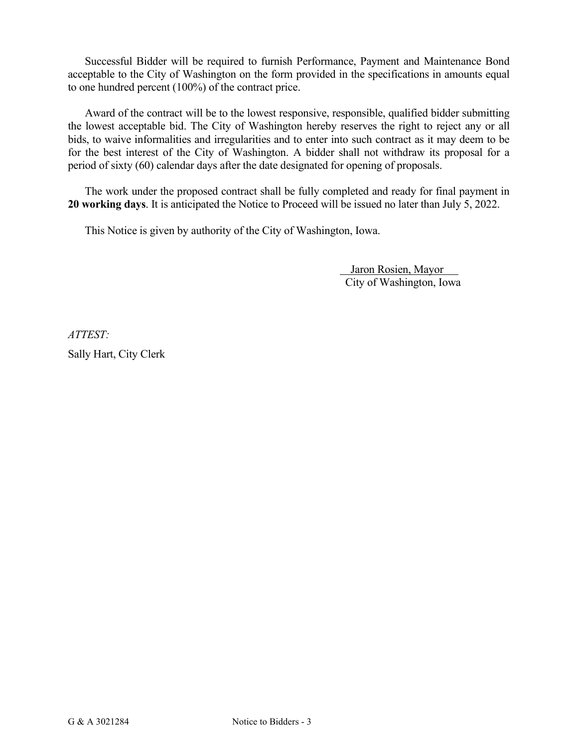Successful Bidder will be required to furnish Performance, Payment and Maintenance Bond acceptable to the City of Washington on the form provided in the specifications in amounts equal to one hundred percent (100%) of the contract price.

Award of the contract will be to the lowest responsive, responsible, qualified bidder submitting the lowest acceptable bid. The City of Washington hereby reserves the right to reject any or all bids, to waive informalities and irregularities and to enter into such contract as it may deem to be for the best interest of the City of Washington. A bidder shall not withdraw its proposal for a period of sixty (60) calendar days after the date designated for opening of proposals.

The work under the proposed contract shall be fully completed and ready for final payment in **20 working days**. It is anticipated the Notice to Proceed will be issued no later than July 5, 2022.

This Notice is given by authority of the City of Washington, Iowa.

Jaron Rosien, Mayor
City of Washington, Iowa

*ATTEST:*

Sally Hart, City Clerk